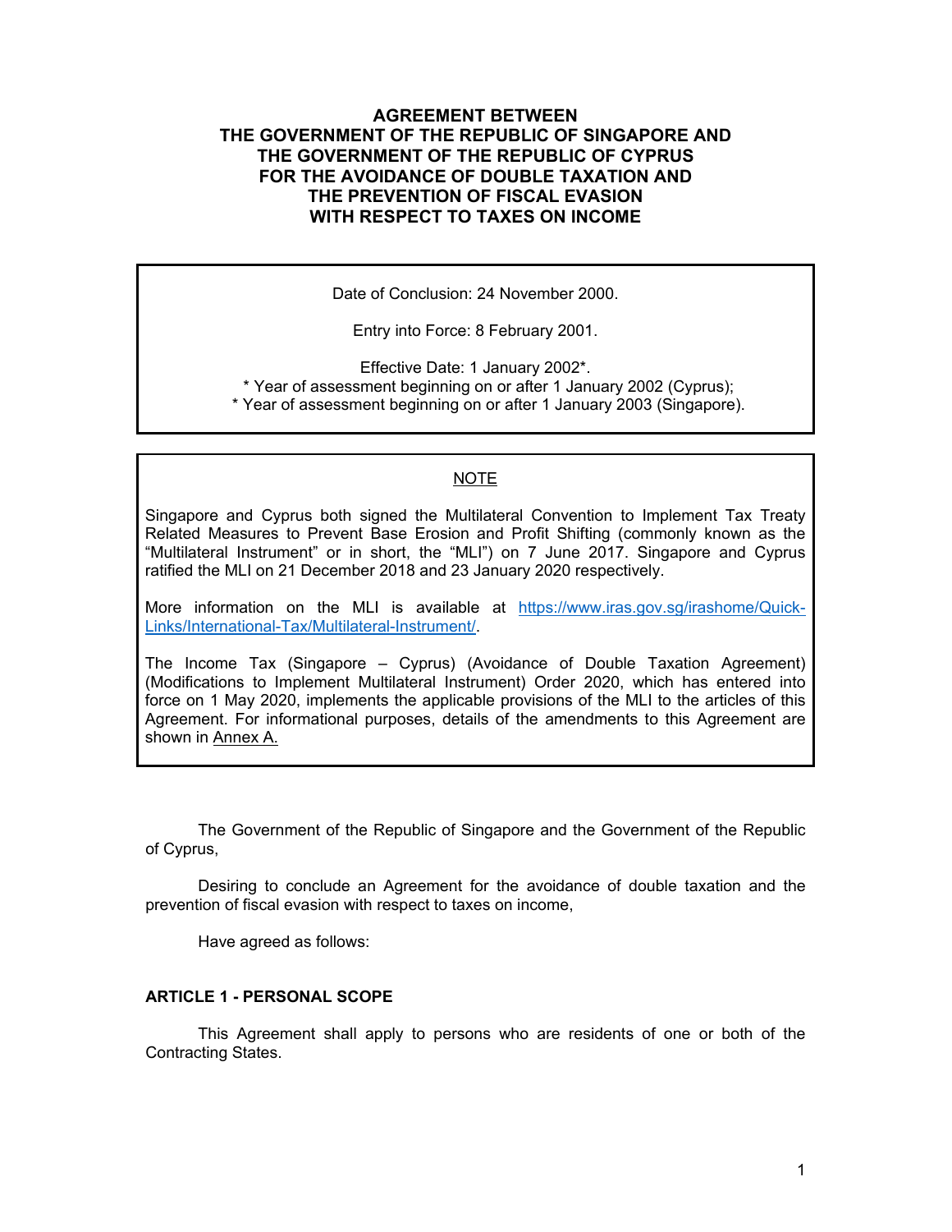# AGREEMENT BETWEEN THE GOVERNMENT OF THE REPUBLIC OF SINGAPORE AND THE GOVERNMENT OF THE REPUBLIC OF CYPRUS FOR THE AVOIDANCE OF DOUBLE TAXATION AND THE PREVENTION OF FISCAL EVASION WITH RESPECT TO TAXES ON INCOME

Date of Conclusion: 24 November 2000.

Entry into Force: 8 February 2001.

Effective Date: 1 January 2002*.
* Year of assessment beginning on or after 1 January 2002 (Cyprus);
* Year of assessment beginning on or after 1 January 2003 (Singapore).

NOTE

Singapore and Cyprus both signed the Multilateral Convention to Implement Tax Treaty Related Measures to Prevent Base Erosion and Profit Shifting (commonly known as the "Multilateral Instrument" or in short, the "MLI") on 7 June 2017. Singapore and Cyprus ratified the MLI on 21 December 2018 and 23 January 2020 respectively.

More information on the MLI is available at [https://www.iras.gov.sg/irashome/Quick-Links/International-Tax/Multilateral-Instrument/](https://www.iras.gov.sg/irashome/Quick-Links/International-Tax/Multilateral-Instrument/).

The Income Tax (Singapore – Cyprus) (Avoidance of Double Taxation Agreement) (Modifications to Implement Multilateral Instrument) Order 2020, which has entered into force on 1 May 2020, implements the applicable provisions of the MLI to the articles of this Agreement. For informational purposes, details of the amendments to this Agreement are shown in Annex A.

The Government of the Republic of Singapore and the Government of the Republic of Cyprus,

Desiring to conclude an Agreement for the avoidance of double taxation and the prevention of fiscal evasion with respect to taxes on income,

Have agreed as follows:

## ARTICLE 1 - PERSONAL SCOPE

This Agreement shall apply to persons who are residents of one or both of the Contracting States.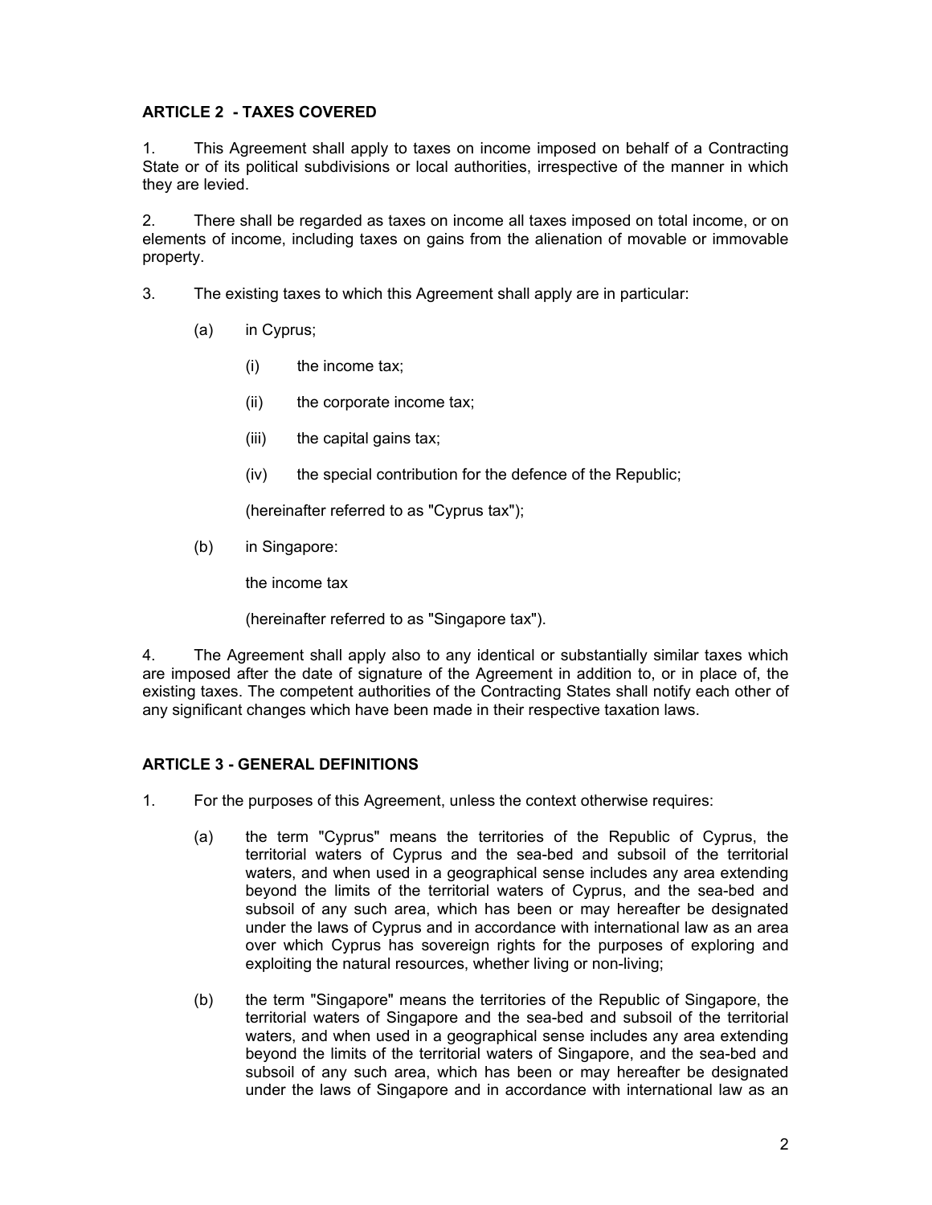## ARTICLE 2 - TAXES COVERED

1. This Agreement shall apply to taxes on income imposed on behalf of a Contracting State or of its political subdivisions or local authorities, irrespective of the manner in which they are levied.

2. There shall be regarded as taxes on income all taxes imposed on total income, or on elements of income, including taxes on gains from the alienation of movable or immovable property.

3. The existing taxes to which this Agreement shall apply are in particular:

   (a) in Cyprus;

      (i) the income tax;

      (ii) the corporate income tax;

      (iii) the capital gains tax;

      (iv) the special contribution for the defence of the Republic;

      (hereinafter referred to as "Cyprus tax");

   (b) in Singapore:

      the income tax

      (hereinafter referred to as "Singapore tax").

4. The Agreement shall apply also to any identical or substantially similar taxes which are imposed after the date of signature of the Agreement in addition to, or in place of, the existing taxes. The competent authorities of the Contracting States shall notify each other of any significant changes which have been made in their respective taxation laws.

## ARTICLE 3 - GENERAL DEFINITIONS

1. For the purposes of this Agreement, unless the context otherwise requires:

   (a) the term "Cyprus" means the territories of the Republic of Cyprus, the territorial waters of Cyprus and the sea-bed and subsoil of the territorial waters, and when used in a geographical sense includes any area extending beyond the limits of the territorial waters of Cyprus, and the sea-bed and subsoil of any such area, which has been or may hereafter be designated under the laws of Cyprus and in accordance with international law as an area over which Cyprus has sovereign rights for the purposes of exploring and exploiting the natural resources, whether living or non-living;

   (b) the term "Singapore" means the territories of the Republic of Singapore, the territorial waters of Singapore and the sea-bed and subsoil of the territorial waters, and when used in a geographical sense includes any area extending beyond the limits of the territorial waters of Singapore, and the sea-bed and subsoil of any such area, which has been or may hereafter be designated under the laws of Singapore and in accordance with international law as an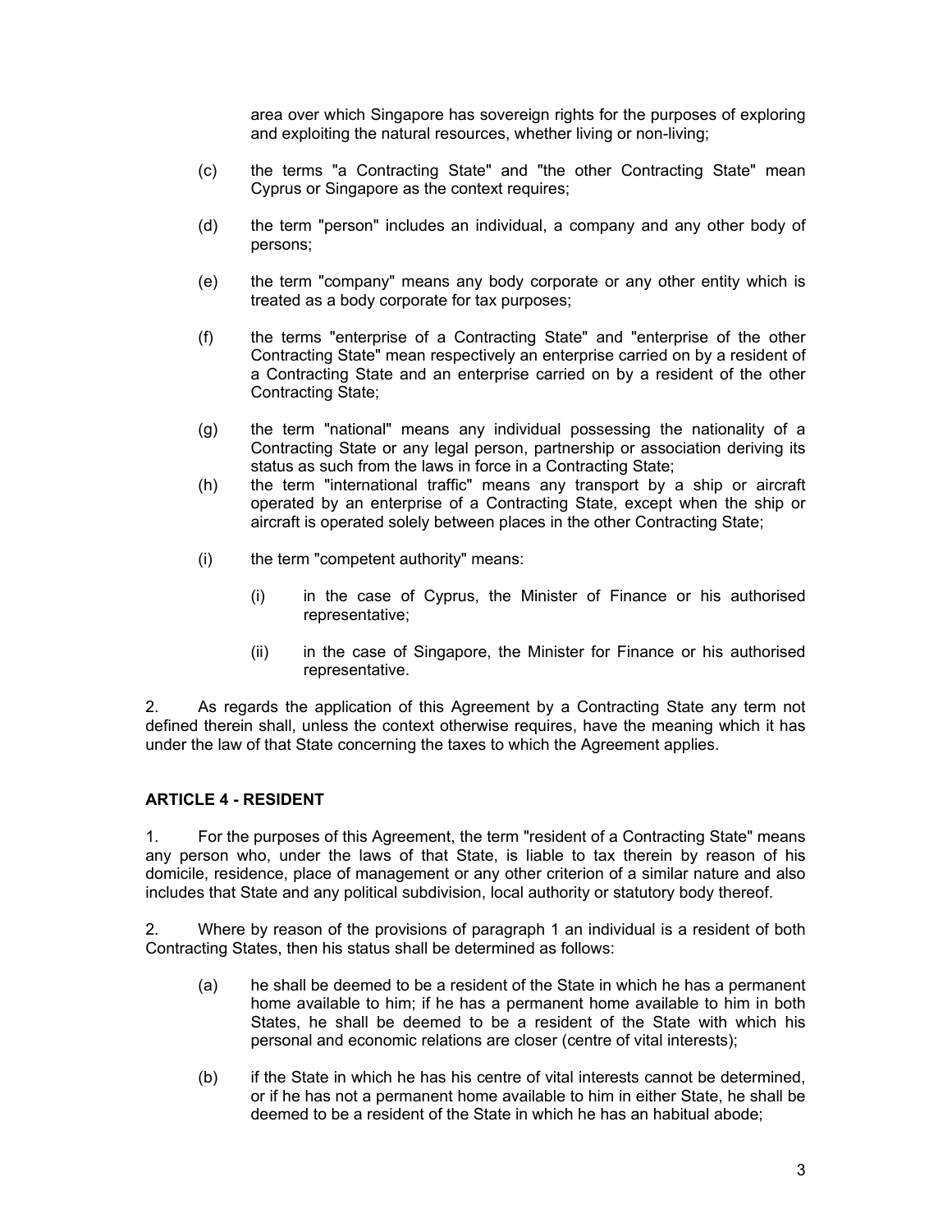area over which Singapore has sovereign rights for the purposes of exploring and exploiting the natural resources, whether living or non-living;

(c) the terms "a Contracting State" and "the other Contracting State" mean Cyprus or Singapore as the context requires;

(d) the term "person" includes an individual, a company and any other body of persons;

(e) the term "company" means any body corporate or any other entity which is treated as a body corporate for tax purposes;

(f) the terms "enterprise of a Contracting State" and "enterprise of the other Contracting State" mean respectively an enterprise carried on by a resident of a Contracting State and an enterprise carried on by a resident of the other Contracting State;

(g) the term "national" means any individual possessing the nationality of a Contracting State or any legal person, partnership or association deriving its status as such from the laws in force in a Contracting State;

(h) the term "international traffic" means any transport by a ship or aircraft operated by an enterprise of a Contracting State, except when the ship or aircraft is operated solely between places in the other Contracting State;

(i) the term "competent authority" means:

    (i) in the case of Cyprus, the Minister of Finance or his authorised representative;

    (ii) in the case of Singapore, the Minister for Finance or his authorised representative.

2. As regards the application of this Agreement by a Contracting State any term not defined therein shall, unless the context otherwise requires, have the meaning which it has under the law of that State concerning the taxes to which the Agreement applies.

## ARTICLE 4 - RESIDENT

1. For the purposes of this Agreement, the term "resident of a Contracting State" means any person who, under the laws of that State, is liable to tax therein by reason of his domicile, residence, place of management or any other criterion of a similar nature and also includes that State and any political subdivision, local authority or statutory body thereof.

2. Where by reason of the provisions of paragraph 1 an individual is a resident of both Contracting States, then his status shall be determined as follows:

(a) he shall be deemed to be a resident of the State in which he has a permanent home available to him; if he has a permanent home available to him in both States, he shall be deemed to be a resident of the State with which his personal and economic relations are closer (centre of vital interests);

(b) if the State in which he has his centre of vital interests cannot be determined, or if he has not a permanent home available to him in either State, he shall be deemed to be a resident of the State in which he has an habitual abode;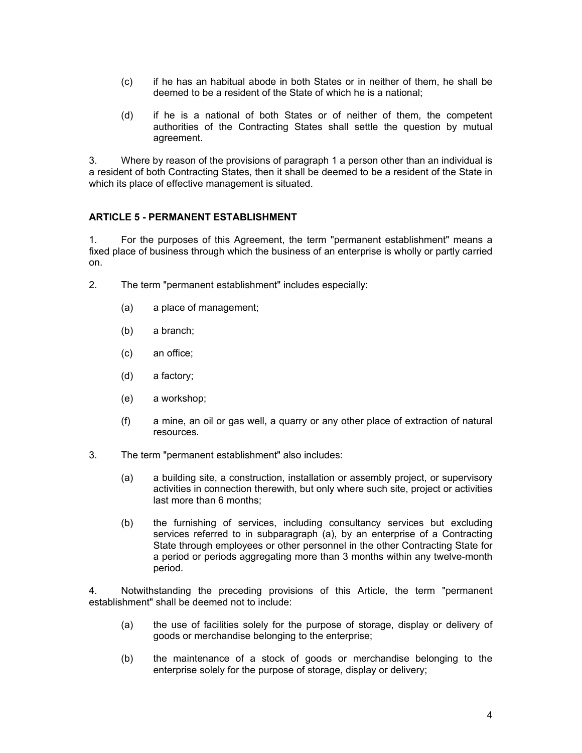(c) if he has an habitual abode in both States or in neither of them, he shall be deemed to be a resident of the State of which he is a national;

(d) if he is a national of both States or of neither of them, the competent authorities of the Contracting States shall settle the question by mutual agreement.

3. Where by reason of the provisions of paragraph 1 a person other than an individual is a resident of both Contracting States, then it shall be deemed to be a resident of the State in which its place of effective management is situated.

**ARTICLE 5 - PERMANENT ESTABLISHMENT**

1. For the purposes of this Agreement, the term "permanent establishment" means a fixed place of business through which the business of an enterprise is wholly or partly carried on.

2. The term "permanent establishment" includes especially:

(a) a place of management;

(b) a branch;

(c) an office;

(d) a factory;

(e) a workshop;

(f) a mine, an oil or gas well, a quarry or any other place of extraction of natural resources.

3. The term "permanent establishment" also includes:

(a) a building site, a construction, installation or assembly project, or supervisory activities in connection therewith, but only where such site, project or activities last more than 6 months;

(b) the furnishing of services, including consultancy services but excluding services referred to in subparagraph (a), by an enterprise of a Contracting State through employees or other personnel in the other Contracting State for a period or periods aggregating more than 3 months within any twelve-month period.

4. Notwithstanding the preceding provisions of this Article, the term "permanent establishment" shall be deemed not to include:

(a) the use of facilities solely for the purpose of storage, display or delivery of goods or merchandise belonging to the enterprise;

(b) the maintenance of a stock of goods or merchandise belonging to the enterprise solely for the purpose of storage, display or delivery;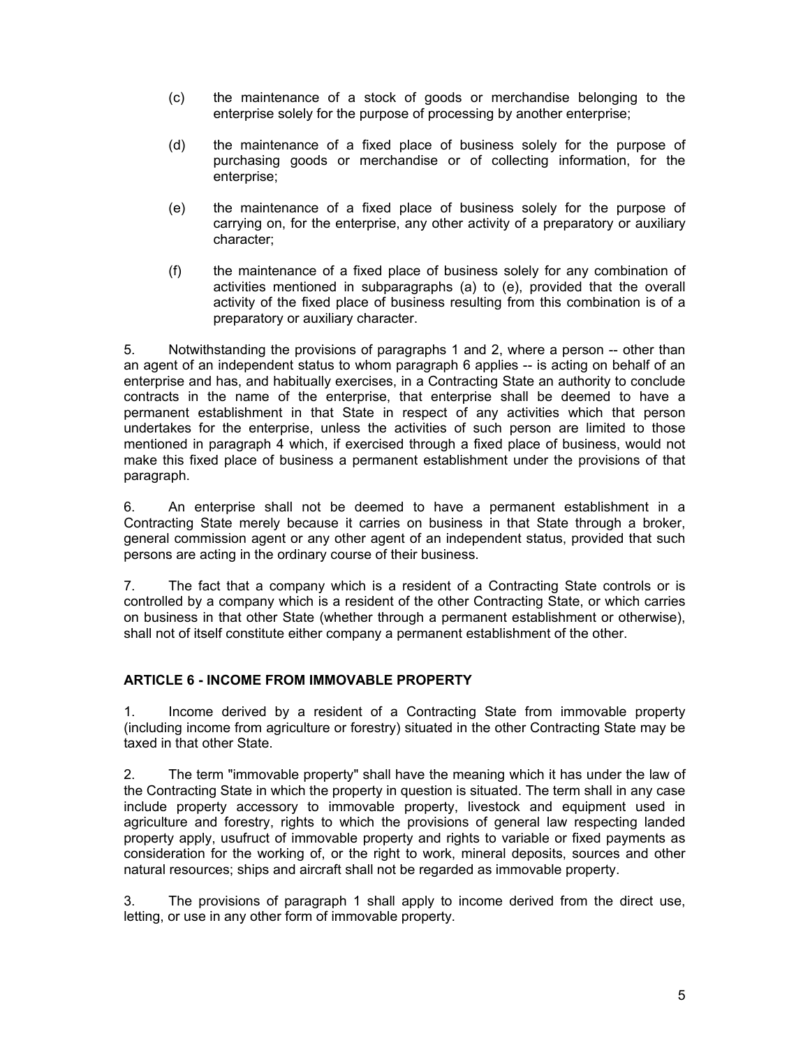(c) the maintenance of a stock of goods or merchandise belonging to the enterprise solely for the purpose of processing by another enterprise;

(d) the maintenance of a fixed place of business solely for the purpose of purchasing goods or merchandise or of collecting information, for the enterprise;

(e) the maintenance of a fixed place of business solely for the purpose of carrying on, for the enterprise, any other activity of a preparatory or auxiliary character;

(f) the maintenance of a fixed place of business solely for any combination of activities mentioned in subparagraphs (a) to (e), provided that the overall activity of the fixed place of business resulting from this combination is of a preparatory or auxiliary character.

5. Notwithstanding the provisions of paragraphs 1 and 2, where a person -- other than an agent of an independent status to whom paragraph 6 applies -- is acting on behalf of an enterprise and has, and habitually exercises, in a Contracting State an authority to conclude contracts in the name of the enterprise, that enterprise shall be deemed to have a permanent establishment in that State in respect of any activities which that person undertakes for the enterprise, unless the activities of such person are limited to those mentioned in paragraph 4 which, if exercised through a fixed place of business, would not make this fixed place of business a permanent establishment under the provisions of that paragraph.

6. An enterprise shall not be deemed to have a permanent establishment in a Contracting State merely because it carries on business in that State through a broker, general commission agent or any other agent of an independent status, provided that such persons are acting in the ordinary course of their business.

7. The fact that a company which is a resident of a Contracting State controls or is controlled by a company which is a resident of the other Contracting State, or which carries on business in that other State (whether through a permanent establishment or otherwise), shall not of itself constitute either company a permanent establishment of the other.

## ARTICLE 6 - INCOME FROM IMMOVABLE PROPERTY

1. Income derived by a resident of a Contracting State from immovable property (including income from agriculture or forestry) situated in the other Contracting State may be taxed in that other State.

2. The term "immovable property" shall have the meaning which it has under the law of the Contracting State in which the property in question is situated. The term shall in any case include property accessory to immovable property, livestock and equipment used in agriculture and forestry, rights to which the provisions of general law respecting landed property apply, usufruct of immovable property and rights to variable or fixed payments as consideration for the working of, or the right to work, mineral deposits, sources and other natural resources; ships and aircraft shall not be regarded as immovable property.

3. The provisions of paragraph 1 shall apply to income derived from the direct use, letting, or use in any other form of immovable property.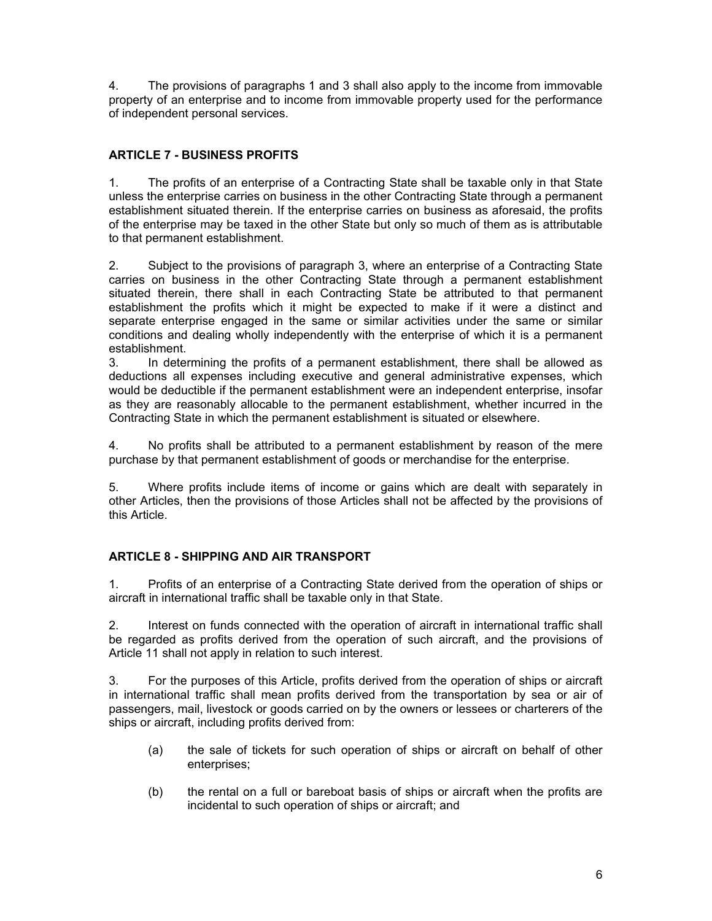4. The provisions of paragraphs 1 and 3 shall also apply to the income from immovable property of an enterprise and to income from immovable property used for the performance of independent personal services.

## ARTICLE 7 - BUSINESS PROFITS

1. The profits of an enterprise of a Contracting State shall be taxable only in that State unless the enterprise carries on business in the other Contracting State through a permanent establishment situated therein. If the enterprise carries on business as aforesaid, the profits of the enterprise may be taxed in the other State but only so much of them as is attributable to that permanent establishment.

2. Subject to the provisions of paragraph 3, where an enterprise of a Contracting State carries on business in the other Contracting State through a permanent establishment situated therein, there shall in each Contracting State be attributed to that permanent establishment the profits which it might be expected to make if it were a distinct and separate enterprise engaged in the same or similar activities under the same or similar conditions and dealing wholly independently with the enterprise of which it is a permanent establishment.

3. In determining the profits of a permanent establishment, there shall be allowed as deductions all expenses including executive and general administrative expenses, which would be deductible if the permanent establishment were an independent enterprise, insofar as they are reasonably allocable to the permanent establishment, whether incurred in the Contracting State in which the permanent establishment is situated or elsewhere.

4. No profits shall be attributed to a permanent establishment by reason of the mere purchase by that permanent establishment of goods or merchandise for the enterprise.

5. Where profits include items of income or gains which are dealt with separately in other Articles, then the provisions of those Articles shall not be affected by the provisions of this Article.

## ARTICLE 8 - SHIPPING AND AIR TRANSPORT

1. Profits of an enterprise of a Contracting State derived from the operation of ships or aircraft in international traffic shall be taxable only in that State.

2. Interest on funds connected with the operation of aircraft in international traffic shall be regarded as profits derived from the operation of such aircraft, and the provisions of Article 11 shall not apply in relation to such interest.

3. For the purposes of this Article, profits derived from the operation of ships or aircraft in international traffic shall mean profits derived from the transportation by sea or air of passengers, mail, livestock or goods carried on by the owners or lessees or charterers of the ships or aircraft, including profits derived from:

(a) the sale of tickets for such operation of ships or aircraft on behalf of other enterprises;

(b) the rental on a full or bareboat basis of ships or aircraft when the profits are incidental to such operation of ships or aircraft; and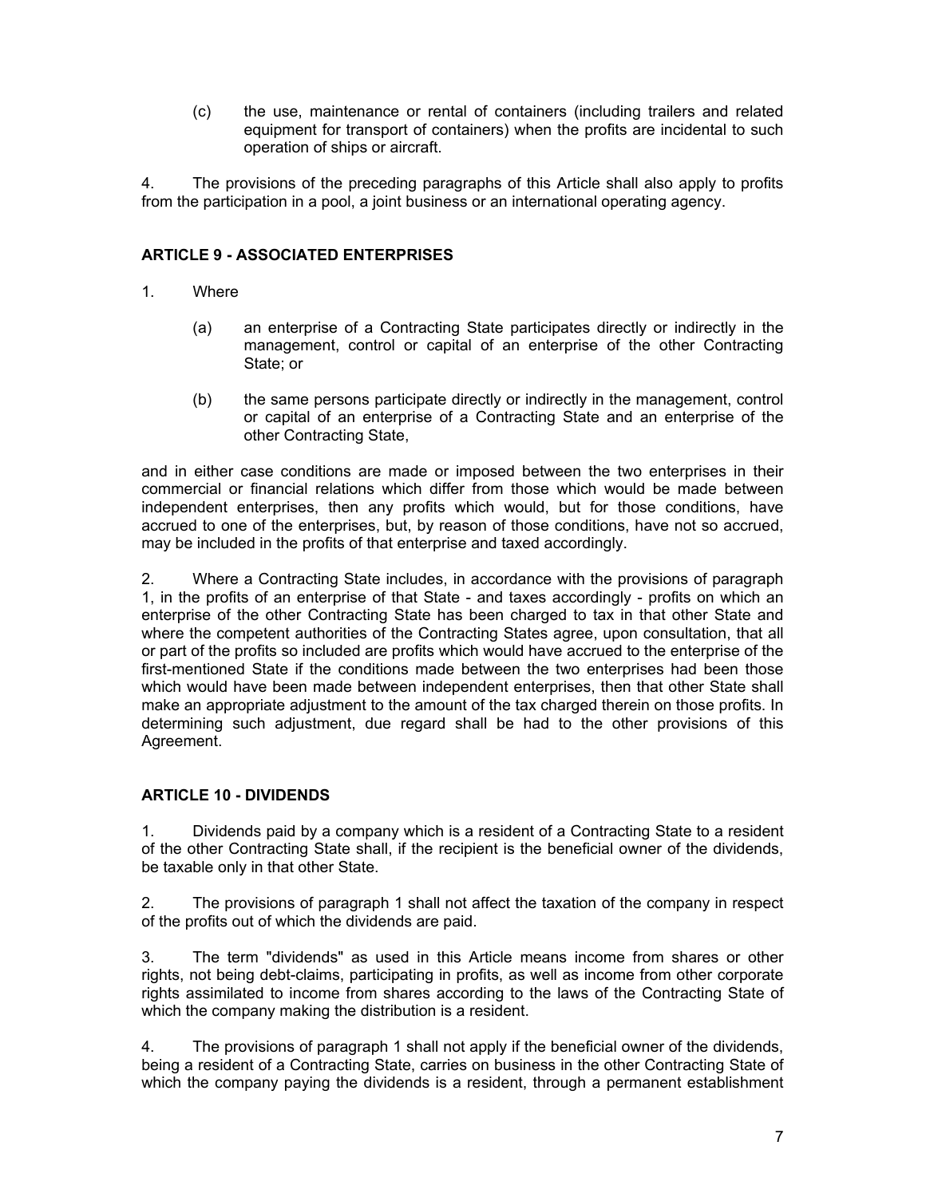(c) the use, maintenance or rental of containers (including trailers and related equipment for transport of containers) when the profits are incidental to such operation of ships or aircraft.

4. The provisions of the preceding paragraphs of this Article shall also apply to profits from the participation in a pool, a joint business or an international operating agency.

### ARTICLE 9 - ASSOCIATED ENTERPRISES

1. Where

(a) an enterprise of a Contracting State participates directly or indirectly in the management, control or capital of an enterprise of the other Contracting State; or

(b) the same persons participate directly or indirectly in the management, control or capital of an enterprise of a Contracting State and an enterprise of the other Contracting State,

and in either case conditions are made or imposed between the two enterprises in their commercial or financial relations which differ from those which would be made between independent enterprises, then any profits which would, but for those conditions, have accrued to one of the enterprises, but, by reason of those conditions, have not so accrued, may be included in the profits of that enterprise and taxed accordingly.

2. Where a Contracting State includes, in accordance with the provisions of paragraph 1, in the profits of an enterprise of that State - and taxes accordingly - profits on which an enterprise of the other Contracting State has been charged to tax in that other State and where the competent authorities of the Contracting States agree, upon consultation, that all or part of the profits so included are profits which would have accrued to the enterprise of the first-mentioned State if the conditions made between the two enterprises had been those which would have been made between independent enterprises, then that other State shall make an appropriate adjustment to the amount of the tax charged therein on those profits. In determining such adjustment, due regard shall be had to the other provisions of this Agreement.

### ARTICLE 10 - DIVIDENDS

1. Dividends paid by a company which is a resident of a Contracting State to a resident of the other Contracting State shall, if the recipient is the beneficial owner of the dividends, be taxable only in that other State.

2. The provisions of paragraph 1 shall not affect the taxation of the company in respect of the profits out of which the dividends are paid.

3. The term "dividends" as used in this Article means income from shares or other rights, not being debt-claims, participating in profits, as well as income from other corporate rights assimilated to income from shares according to the laws of the Contracting State of which the company making the distribution is a resident.

4. The provisions of paragraph 1 shall not apply if the beneficial owner of the dividends, being a resident of a Contracting State, carries on business in the other Contracting State of which the company paying the dividends is a resident, through a permanent establishment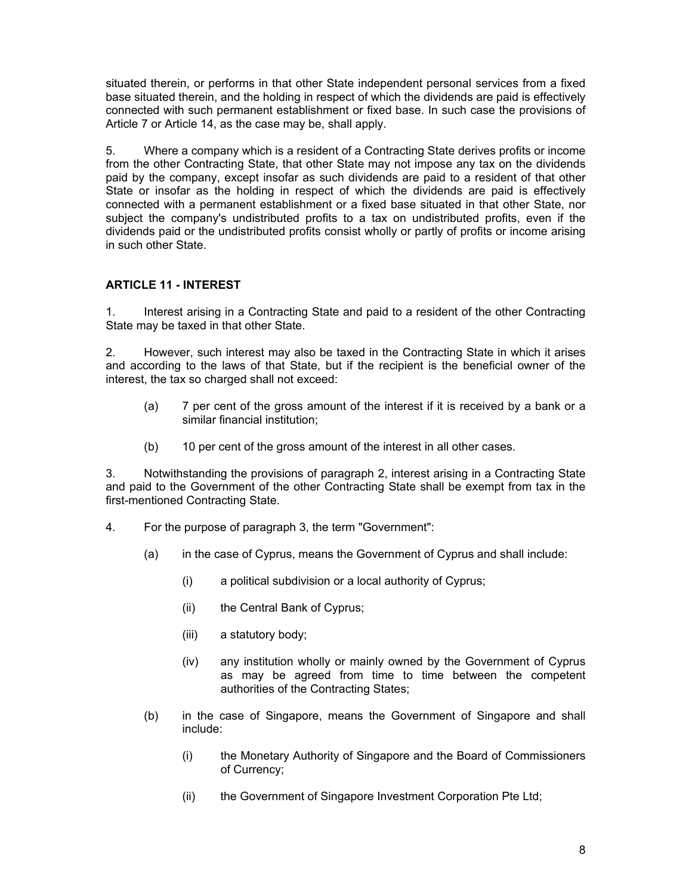situated therein, or performs in that other State independent personal services from a fixed base situated therein, and the holding in respect of which the dividends are paid is effectively connected with such permanent establishment or fixed base. In such case the provisions of Article 7 or Article 14, as the case may be, shall apply.

5. Where a company which is a resident of a Contracting State derives profits or income from the other Contracting State, that other State may not impose any tax on the dividends paid by the company, except insofar as such dividends are paid to a resident of that other State or insofar as the holding in respect of which the dividends are paid is effectively connected with a permanent establishment or a fixed base situated in that other State, nor subject the company's undistributed profits to a tax on undistributed profits, even if the dividends paid or the undistributed profits consist wholly or partly of profits or income arising in such other State.

### ARTICLE 11 - INTEREST

1. Interest arising in a Contracting State and paid to a resident of the other Contracting State may be taxed in that other State.

2. However, such interest may also be taxed in the Contracting State in which it arises and according to the laws of that State, but if the recipient is the beneficial owner of the interest, the tax so charged shall not exceed:

   (a) 7 per cent of the gross amount of the interest if it is received by a bank or a similar financial institution;

   (b) 10 per cent of the gross amount of the interest in all other cases.

3. Notwithstanding the provisions of paragraph 2, interest arising in a Contracting State and paid to the Government of the other Contracting State shall be exempt from tax in the first-mentioned Contracting State.

4. For the purpose of paragraph 3, the term "Government":

   (a) in the case of Cyprus, means the Government of Cyprus and shall include:

      (i) a political subdivision or a local authority of Cyprus;

      (ii) the Central Bank of Cyprus;

      (iii) a statutory body;

      (iv) any institution wholly or mainly owned by the Government of Cyprus as may be agreed from time to time between the competent authorities of the Contracting States;

   (b) in the case of Singapore, means the Government of Singapore and shall include:

      (i) the Monetary Authority of Singapore and the Board of Commissioners of Currency;

      (ii) the Government of Singapore Investment Corporation Pte Ltd;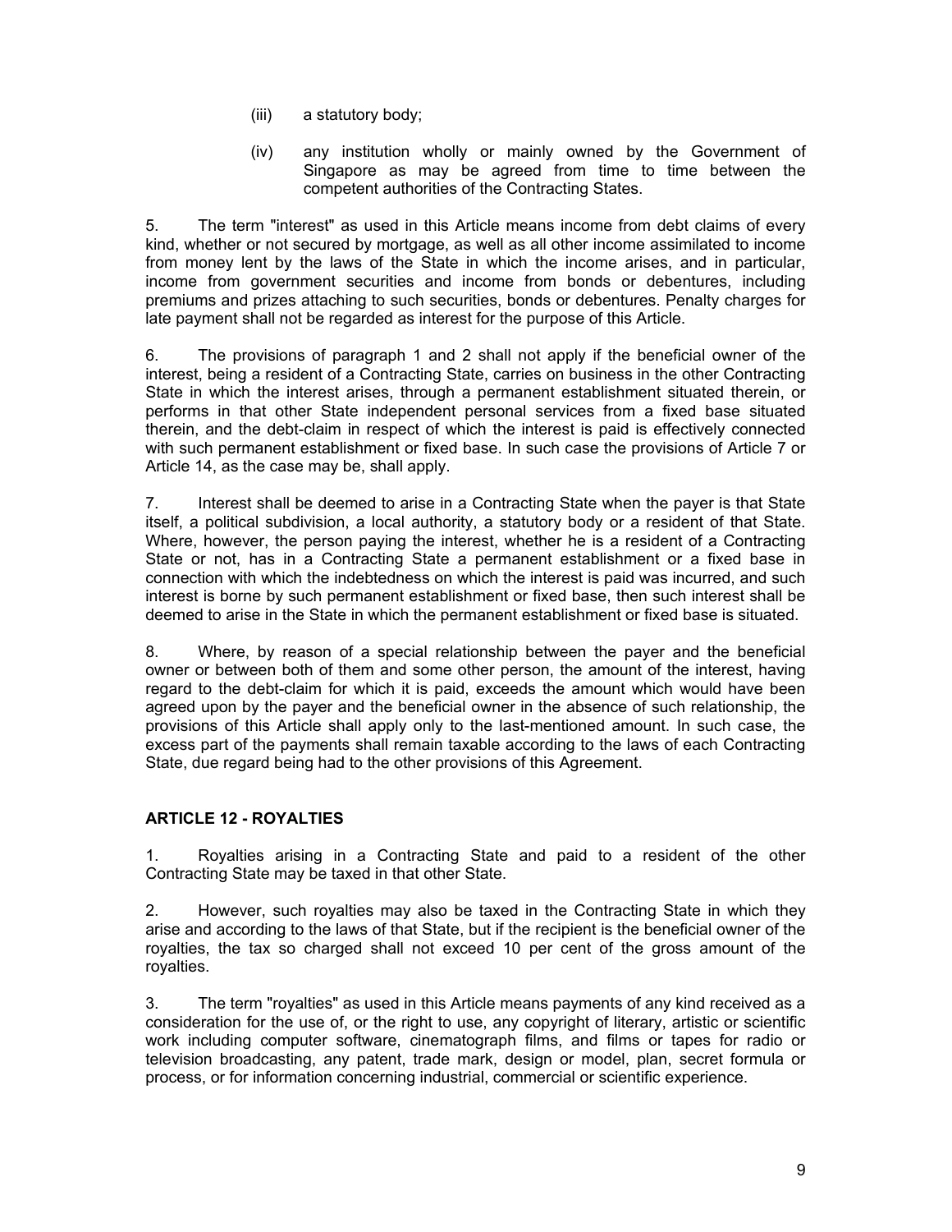(iii) a statutory body;

(iv) any institution wholly or mainly owned by the Government of Singapore as may be agreed from time to time between the competent authorities of the Contracting States.

5. The term "interest" as used in this Article means income from debt claims of every kind, whether or not secured by mortgage, as well as all other income assimilated to income from money lent by the laws of the State in which the income arises, and in particular, income from government securities and income from bonds or debentures, including premiums and prizes attaching to such securities, bonds or debentures. Penalty charges for late payment shall not be regarded as interest for the purpose of this Article.

6. The provisions of paragraph 1 and 2 shall not apply if the beneficial owner of the interest, being a resident of a Contracting State, carries on business in the other Contracting State in which the interest arises, through a permanent establishment situated therein, or performs in that other State independent personal services from a fixed base situated therein, and the debt-claim in respect of which the interest is paid is effectively connected with such permanent establishment or fixed base. In such case the provisions of Article 7 or Article 14, as the case may be, shall apply.

7. Interest shall be deemed to arise in a Contracting State when the payer is that State itself, a political subdivision, a local authority, a statutory body or a resident of that State. Where, however, the person paying the interest, whether he is a resident of a Contracting State or not, has in a Contracting State a permanent establishment or a fixed base in connection with which the indebtedness on which the interest is paid was incurred, and such interest is borne by such permanent establishment or fixed base, then such interest shall be deemed to arise in the State in which the permanent establishment or fixed base is situated.

8. Where, by reason of a special relationship between the payer and the beneficial owner or between both of them and some other person, the amount of the interest, having regard to the debt-claim for which it is paid, exceeds the amount which would have been agreed upon by the payer and the beneficial owner in the absence of such relationship, the provisions of this Article shall apply only to the last-mentioned amount. In such case, the excess part of the payments shall remain taxable according to the laws of each Contracting State, due regard being had to the other provisions of this Agreement.

## ARTICLE 12 - ROYALTIES

1. Royalties arising in a Contracting State and paid to a resident of the other Contracting State may be taxed in that other State.

2. However, such royalties may also be taxed in the Contracting State in which they arise and according to the laws of that State, but if the recipient is the beneficial owner of the royalties, the tax so charged shall not exceed 10 per cent of the gross amount of the royalties.

3. The term "royalties" as used in this Article means payments of any kind received as a consideration for the use of, or the right to use, any copyright of literary, artistic or scientific work including computer software, cinematograph films, and films or tapes for radio or television broadcasting, any patent, trade mark, design or model, plan, secret formula or process, or for information concerning industrial, commercial or scientific experience.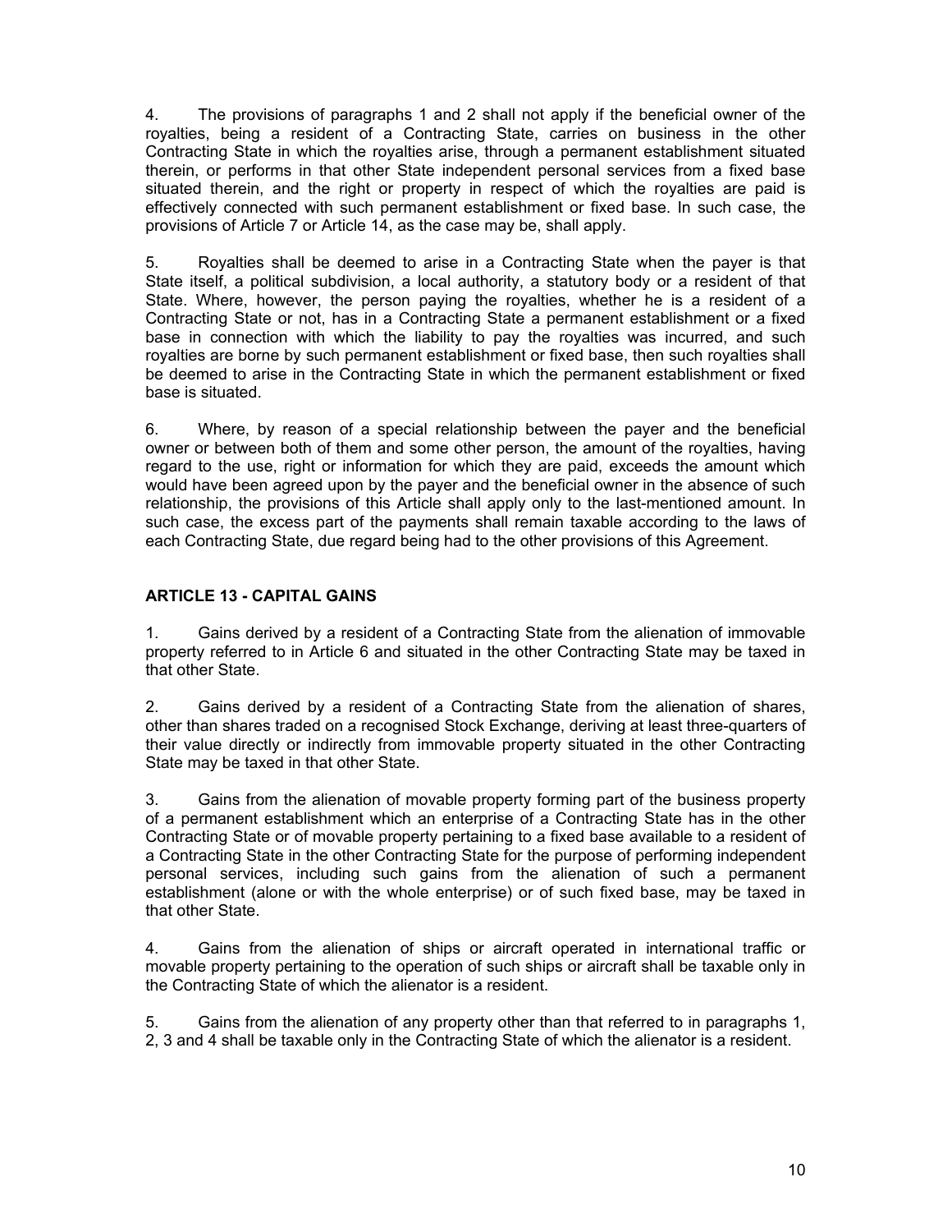4. The provisions of paragraphs 1 and 2 shall not apply if the beneficial owner of the royalties, being a resident of a Contracting State, carries on business in the other Contracting State in which the royalties arise, through a permanent establishment situated therein, or performs in that other State independent personal services from a fixed base situated therein, and the right or property in respect of which the royalties are paid is effectively connected with such permanent establishment or fixed base. In such case, the provisions of Article 7 or Article 14, as the case may be, shall apply.

5. Royalties shall be deemed to arise in a Contracting State when the payer is that State itself, a political subdivision, a local authority, a statutory body or a resident of that State. Where, however, the person paying the royalties, whether he is a resident of a Contracting State or not, has in a Contracting State a permanent establishment or a fixed base in connection with which the liability to pay the royalties was incurred, and such royalties are borne by such permanent establishment or fixed base, then such royalties shall be deemed to arise in the Contracting State in which the permanent establishment or fixed base is situated.

6. Where, by reason of a special relationship between the payer and the beneficial owner or between both of them and some other person, the amount of the royalties, having regard to the use, right or information for which they are paid, exceeds the amount which would have been agreed upon by the payer and the beneficial owner in the absence of such relationship, the provisions of this Article shall apply only to the last-mentioned amount. In such case, the excess part of the payments shall remain taxable according to the laws of each Contracting State, due regard being had to the other provisions of this Agreement.

## ARTICLE 13 - CAPITAL GAINS

1. Gains derived by a resident of a Contracting State from the alienation of immovable property referred to in Article 6 and situated in the other Contracting State may be taxed in that other State.

2. Gains derived by a resident of a Contracting State from the alienation of shares, other than shares traded on a recognised Stock Exchange, deriving at least three-quarters of their value directly or indirectly from immovable property situated in the other Contracting State may be taxed in that other State.

3. Gains from the alienation of movable property forming part of the business property of a permanent establishment which an enterprise of a Contracting State has in the other Contracting State or of movable property pertaining to a fixed base available to a resident of a Contracting State in the other Contracting State for the purpose of performing independent personal services, including such gains from the alienation of such a permanent establishment (alone or with the whole enterprise) or of such fixed base, may be taxed in that other State.

4. Gains from the alienation of ships or aircraft operated in international traffic or movable property pertaining to the operation of such ships or aircraft shall be taxable only in the Contracting State of which the alienator is a resident.

5. Gains from the alienation of any property other than that referred to in paragraphs 1, 2, 3 and 4 shall be taxable only in the Contracting State of which the alienator is a resident.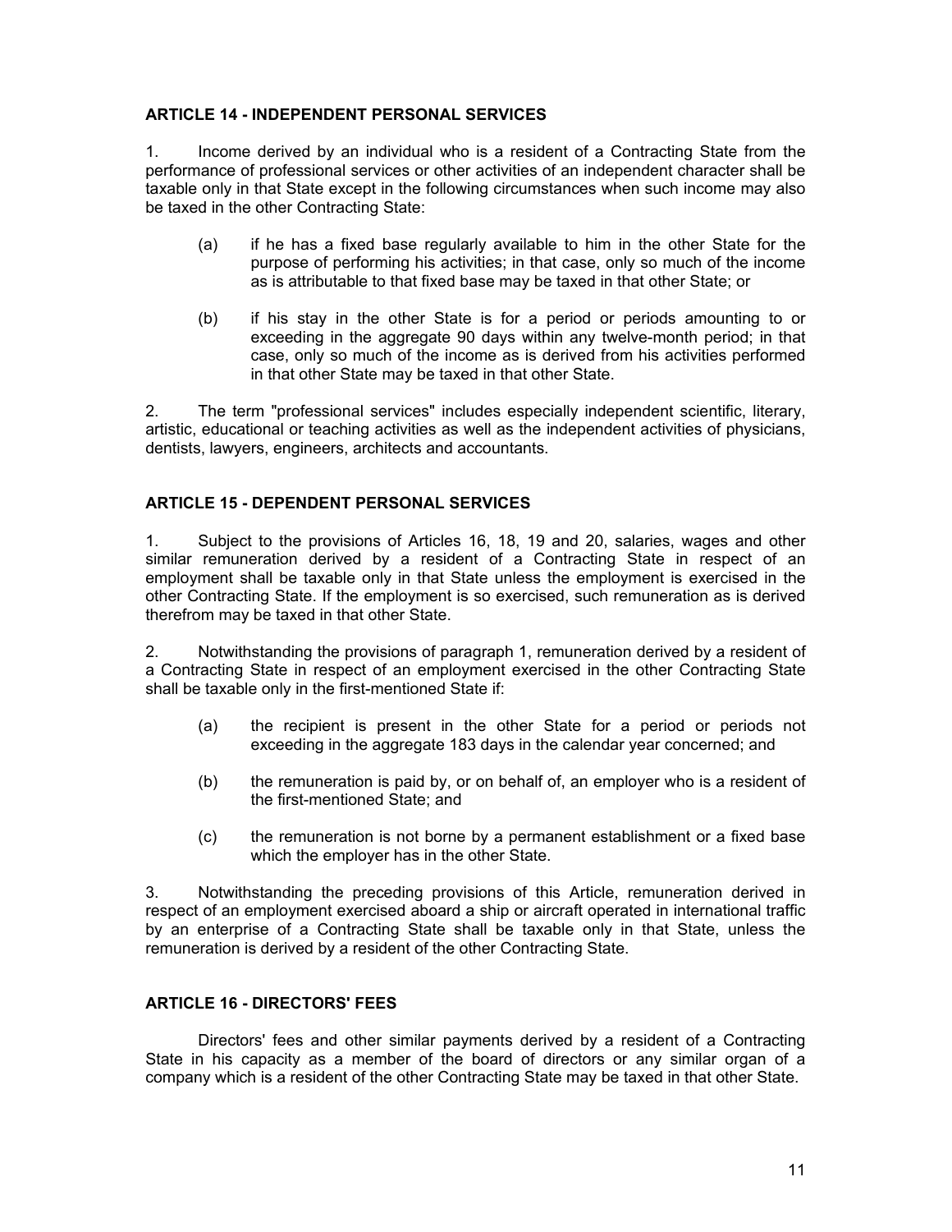### ARTICLE 14 - INDEPENDENT PERSONAL SERVICES

1. Income derived by an individual who is a resident of a Contracting State from the performance of professional services or other activities of an independent character shall be taxable only in that State except in the following circumstances when such income may also be taxed in the other Contracting State:

   (a) if he has a fixed base regularly available to him in the other State for the purpose of performing his activities; in that case, only so much of the income as is attributable to that fixed base may be taxed in that other State; or

   (b) if his stay in the other State is for a period or periods amounting to or exceeding in the aggregate 90 days within any twelve-month period; in that case, only so much of the income as is derived from his activities performed in that other State may be taxed in that other State.

2. The term "professional services" includes especially independent scientific, literary, artistic, educational or teaching activities as well as the independent activities of physicians, dentists, lawyers, engineers, architects and accountants.

### ARTICLE 15 - DEPENDENT PERSONAL SERVICES

1. Subject to the provisions of Articles 16, 18, 19 and 20, salaries, wages and other similar remuneration derived by a resident of a Contracting State in respect of an employment shall be taxable only in that State unless the employment is exercised in the other Contracting State. If the employment is so exercised, such remuneration as is derived therefrom may be taxed in that other State.

2. Notwithstanding the provisions of paragraph 1, remuneration derived by a resident of a Contracting State in respect of an employment exercised in the other Contracting State shall be taxable only in the first-mentioned State if:

   (a) the recipient is present in the other State for a period or periods not exceeding in the aggregate 183 days in the calendar year concerned; and

   (b) the remuneration is paid by, or on behalf of, an employer who is a resident of the first-mentioned State; and

   (c) the remuneration is not borne by a permanent establishment or a fixed base which the employer has in the other State.

3. Notwithstanding the preceding provisions of this Article, remuneration derived in respect of an employment exercised aboard a ship or aircraft operated in international traffic by an enterprise of a Contracting State shall be taxable only in that State, unless the remuneration is derived by a resident of the other Contracting State.

### ARTICLE 16 - DIRECTORS' FEES

Directors' fees and other similar payments derived by a resident of a Contracting State in his capacity as a member of the board of directors or any similar organ of a company which is a resident of the other Contracting State may be taxed in that other State.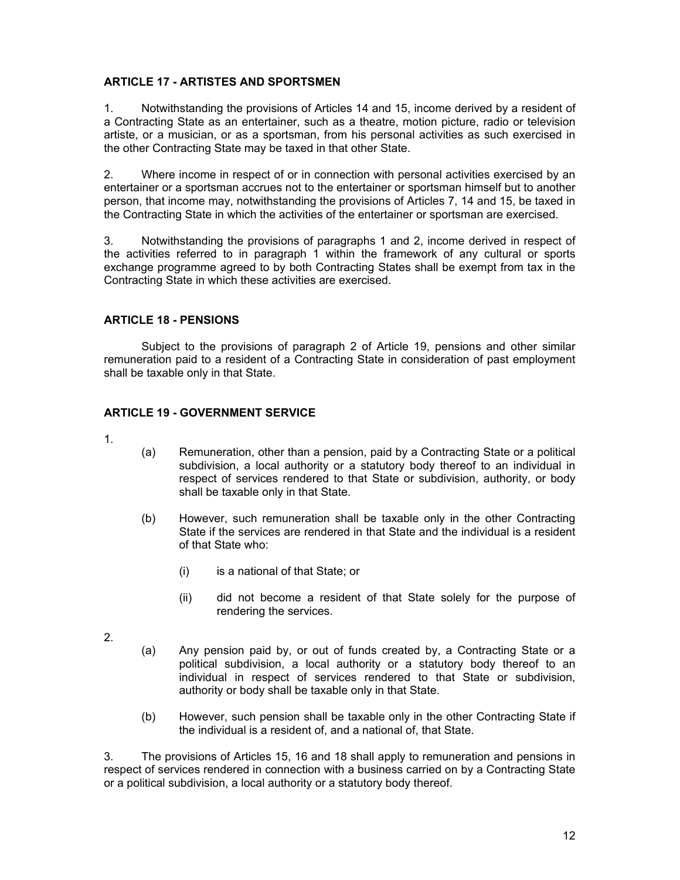### ARTICLE 17 - ARTISTES AND SPORTSMEN

1. Notwithstanding the provisions of Articles 14 and 15, income derived by a resident of a Contracting State as an entertainer, such as a theatre, motion picture, radio or television artiste, or a musician, or as a sportsman, from his personal activities as such exercised in the other Contracting State may be taxed in that other State.

2. Where income in respect of or in connection with personal activities exercised by an entertainer or a sportsman accrues not to the entertainer or sportsman himself but to another person, that income may, notwithstanding the provisions of Articles 7, 14 and 15, be taxed in the Contracting State in which the activities of the entertainer or sportsman are exercised.

3. Notwithstanding the provisions of paragraphs 1 and 2, income derived in respect of the activities referred to in paragraph 1 within the framework of any cultural or sports exchange programme agreed to by both Contracting States shall be exempt from tax in the Contracting State in which these activities are exercised.

### ARTICLE 18 - PENSIONS

Subject to the provisions of paragraph 2 of Article 19, pensions and other similar remuneration paid to a resident of a Contracting State in consideration of past employment shall be taxable only in that State.

### ARTICLE 19 - GOVERNMENT SERVICE

1.

(a) Remuneration, other than a pension, paid by a Contracting State or a political subdivision, a local authority or a statutory body thereof to an individual in respect of services rendered to that State or subdivision, authority, or body shall be taxable only in that State.

(b) However, such remuneration shall be taxable only in the other Contracting State if the services are rendered in that State and the individual is a resident of that State who:

(i) is a national of that State; or

(ii) did not become a resident of that State solely for the purpose of rendering the services.

2.

(a) Any pension paid by, or out of funds created by, a Contracting State or a political subdivision, a local authority or a statutory body thereof to an individual in respect of services rendered to that State or subdivision, authority or body shall be taxable only in that State.

(b) However, such pension shall be taxable only in the other Contracting State if the individual is a resident of, and a national of, that State.

3. The provisions of Articles 15, 16 and 18 shall apply to remuneration and pensions in respect of services rendered in connection with a business carried on by a Contracting State or a political subdivision, a local authority or a statutory body thereof.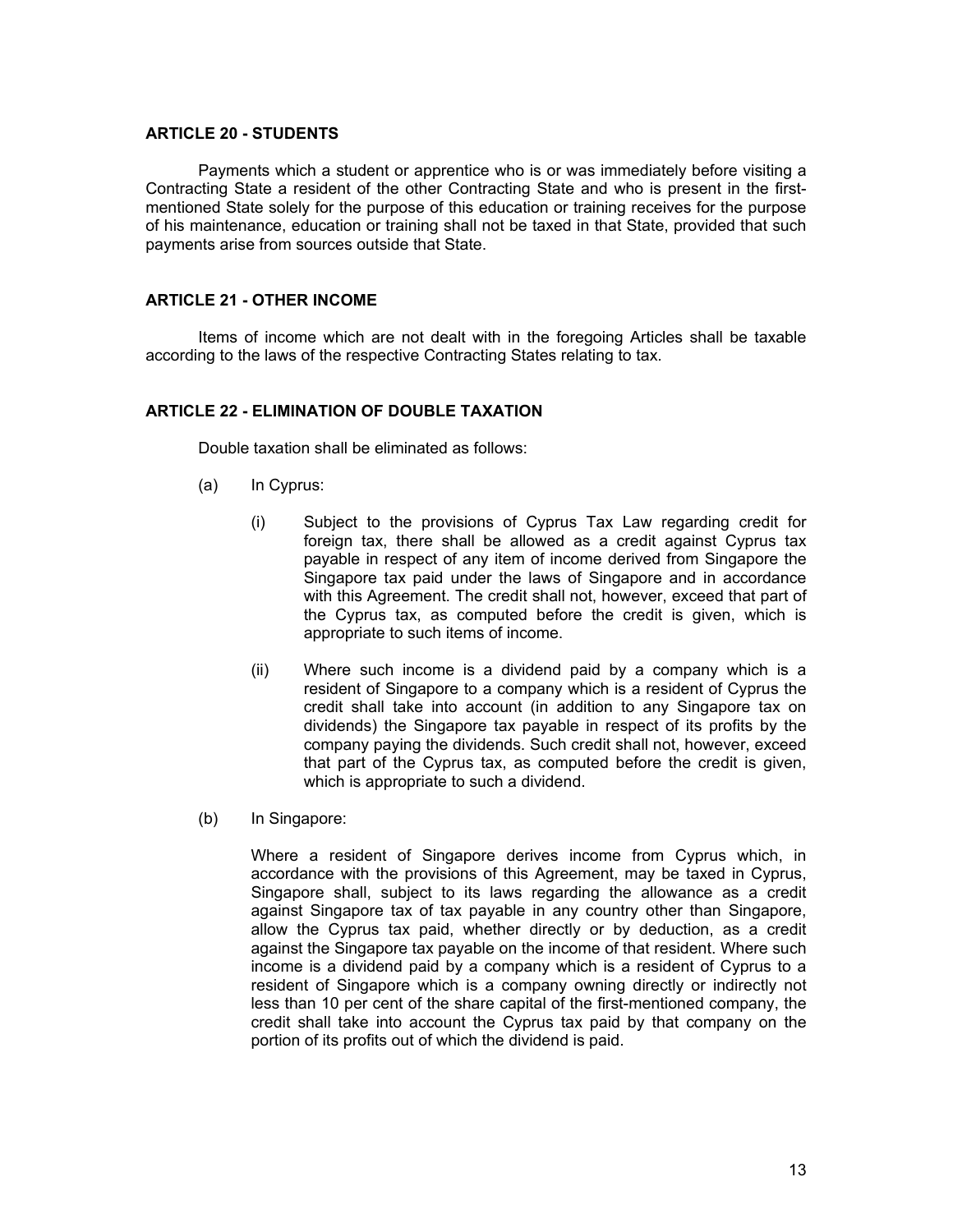## ARTICLE 20 - STUDENTS

Payments which a student or apprentice who is or was immediately before visiting a Contracting State a resident of the other Contracting State and who is present in the first-mentioned State solely for the purpose of this education or training receives for the purpose of his maintenance, education or training shall not be taxed in that State, provided that such payments arise from sources outside that State.

## ARTICLE 21 - OTHER INCOME

Items of income which are not dealt with in the foregoing Articles shall be taxable according to the laws of the respective Contracting States relating to tax.

## ARTICLE 22 - ELIMINATION OF DOUBLE TAXATION

Double taxation shall be eliminated as follows:

(a) In Cyprus:

(i) Subject to the provisions of Cyprus Tax Law regarding credit for foreign tax, there shall be allowed as a credit against Cyprus tax payable in respect of any item of income derived from Singapore the Singapore tax paid under the laws of Singapore and in accordance with this Agreement. The credit shall not, however, exceed that part of the Cyprus tax, as computed before the credit is given, which is appropriate to such items of income.

(ii) Where such income is a dividend paid by a company which is a resident of Singapore to a company which is a resident of Cyprus the credit shall take into account (in addition to any Singapore tax on dividends) the Singapore tax payable in respect of its profits by the company paying the dividends. Such credit shall not, however, exceed that part of the Cyprus tax, as computed before the credit is given, which is appropriate to such a dividend.

(b) In Singapore:

Where a resident of Singapore derives income from Cyprus which, in accordance with the provisions of this Agreement, may be taxed in Cyprus, Singapore shall, subject to its laws regarding the allowance as a credit against Singapore tax of tax payable in any country other than Singapore, allow the Cyprus tax paid, whether directly or by deduction, as a credit against the Singapore tax payable on the income of that resident. Where such income is a dividend paid by a company which is a resident of Cyprus to a resident of Singapore which is a company owning directly or indirectly not less than 10 per cent of the share capital of the first-mentioned company, the credit shall take into account the Cyprus tax paid by that company on the portion of its profits out of which the dividend is paid.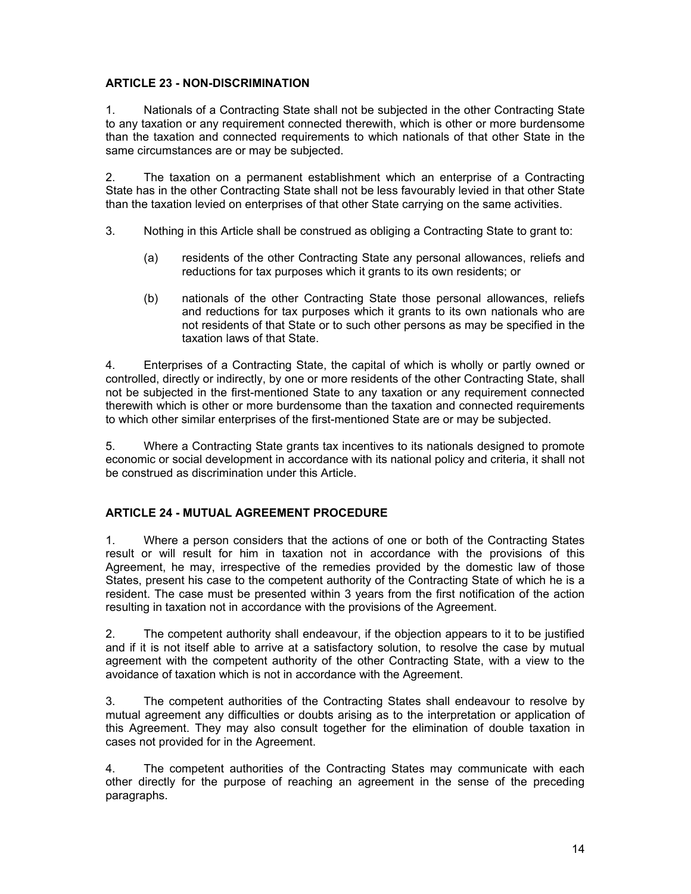## ARTICLE 23 - NON-DISCRIMINATION

1. Nationals of a Contracting State shall not be subjected in the other Contracting State to any taxation or any requirement connected therewith, which is other or more burdensome than the taxation and connected requirements to which nationals of that other State in the same circumstances are or may be subjected.

2. The taxation on a permanent establishment which an enterprise of a Contracting State has in the other Contracting State shall not be less favourably levied in that other State than the taxation levied on enterprises of that other State carrying on the same activities.

3. Nothing in this Article shall be construed as obliging a Contracting State to grant to:

   (a) residents of the other Contracting State any personal allowances, reliefs and reductions for tax purposes which it grants to its own residents; or

   (b) nationals of the other Contracting State those personal allowances, reliefs and reductions for tax purposes which it grants to its own nationals who are not residents of that State or to such other persons as may be specified in the taxation laws of that State.

4. Enterprises of a Contracting State, the capital of which is wholly or partly owned or controlled, directly or indirectly, by one or more residents of the other Contracting State, shall not be subjected in the first-mentioned State to any taxation or any requirement connected therewith which is other or more burdensome than the taxation and connected requirements to which other similar enterprises of the first-mentioned State are or may be subjected.

5. Where a Contracting State grants tax incentives to its nationals designed to promote economic or social development in accordance with its national policy and criteria, it shall not be construed as discrimination under this Article.

## ARTICLE 24 - MUTUAL AGREEMENT PROCEDURE

1. Where a person considers that the actions of one or both of the Contracting States result or will result for him in taxation not in accordance with the provisions of this Agreement, he may, irrespective of the remedies provided by the domestic law of those States, present his case to the competent authority of the Contracting State of which he is a resident. The case must be presented within 3 years from the first notification of the action resulting in taxation not in accordance with the provisions of the Agreement.

2. The competent authority shall endeavour, if the objection appears to it to be justified and if it is not itself able to arrive at a satisfactory solution, to resolve the case by mutual agreement with the competent authority of the other Contracting State, with a view to the avoidance of taxation which is not in accordance with the Agreement.

3. The competent authorities of the Contracting States shall endeavour to resolve by mutual agreement any difficulties or doubts arising as to the interpretation or application of this Agreement. They may also consult together for the elimination of double taxation in cases not provided for in the Agreement.

4. The competent authorities of the Contracting States may communicate with each other directly for the purpose of reaching an agreement in the sense of the preceding paragraphs.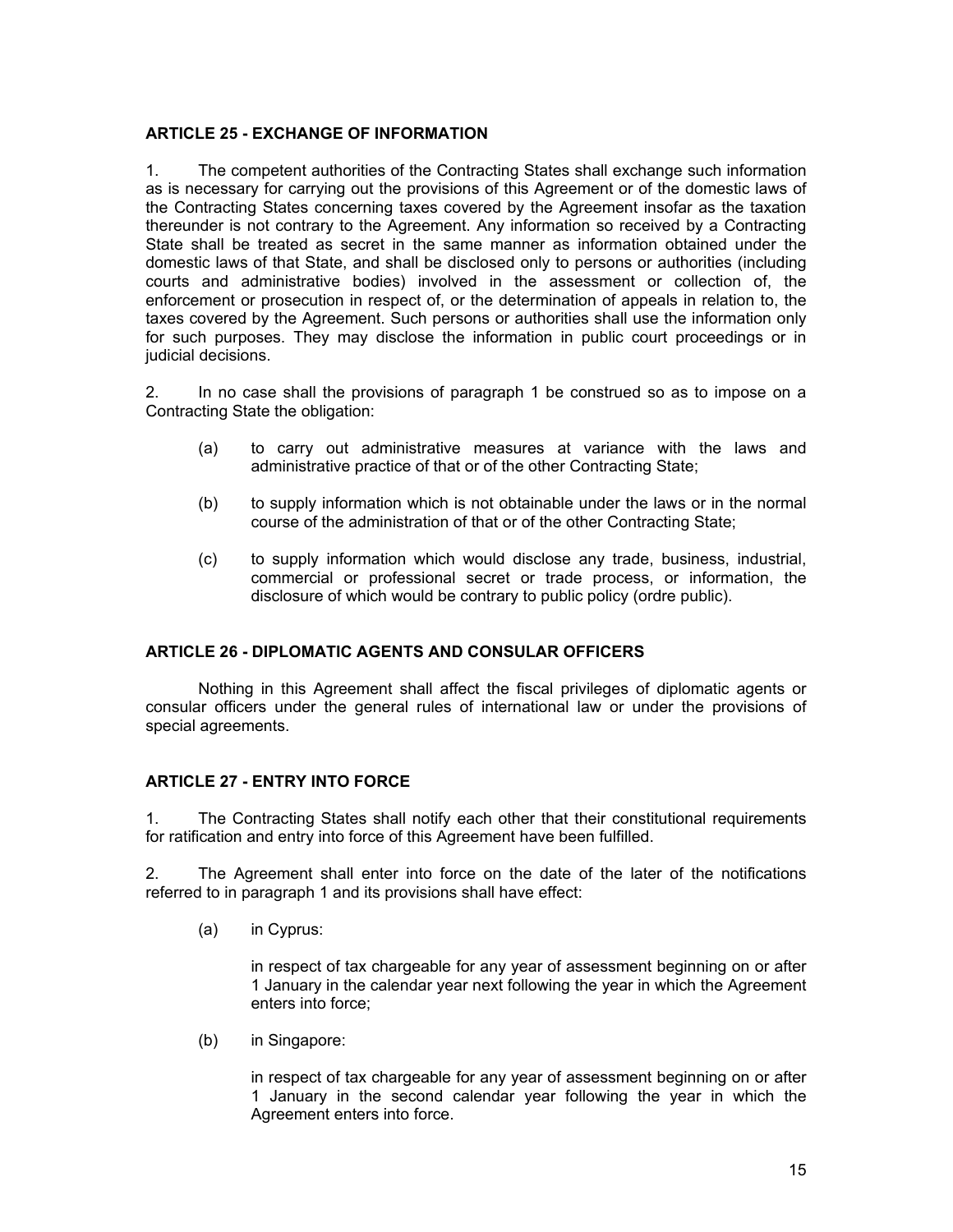### ARTICLE 25 - EXCHANGE OF INFORMATION

1. The competent authorities of the Contracting States shall exchange such information as is necessary for carrying out the provisions of this Agreement or of the domestic laws of the Contracting States concerning taxes covered by the Agreement insofar as the taxation thereunder is not contrary to the Agreement. Any information so received by a Contracting State shall be treated as secret in the same manner as information obtained under the domestic laws of that State, and shall be disclosed only to persons or authorities (including courts and administrative bodies) involved in the assessment or collection of, the enforcement or prosecution in respect of, or the determination of appeals in relation to, the taxes covered by the Agreement. Such persons or authorities shall use the information only for such purposes. They may disclose the information in public court proceedings or in judicial decisions.

2. In no case shall the provisions of paragraph 1 be construed so as to impose on a Contracting State the obligation:

(a) to carry out administrative measures at variance with the laws and administrative practice of that or of the other Contracting State;

(b) to supply information which is not obtainable under the laws or in the normal course of the administration of that or of the other Contracting State;

(c) to supply information which would disclose any trade, business, industrial, commercial or professional secret or trade process, or information, the disclosure of which would be contrary to public policy (ordre public).

### ARTICLE 26 - DIPLOMATIC AGENTS AND CONSULAR OFFICERS

Nothing in this Agreement shall affect the fiscal privileges of diplomatic agents or consular officers under the general rules of international law or under the provisions of special agreements.

### ARTICLE 27 - ENTRY INTO FORCE

1. The Contracting States shall notify each other that their constitutional requirements for ratification and entry into force of this Agreement have been fulfilled.

2. The Agreement shall enter into force on the date of the later of the notifications referred to in paragraph 1 and its provisions shall have effect:

(a) in Cyprus:

in respect of tax chargeable for any year of assessment beginning on or after 1 January in the calendar year next following the year in which the Agreement enters into force;

(b) in Singapore:

in respect of tax chargeable for any year of assessment beginning on or after 1 January in the second calendar year following the year in which the Agreement enters into force.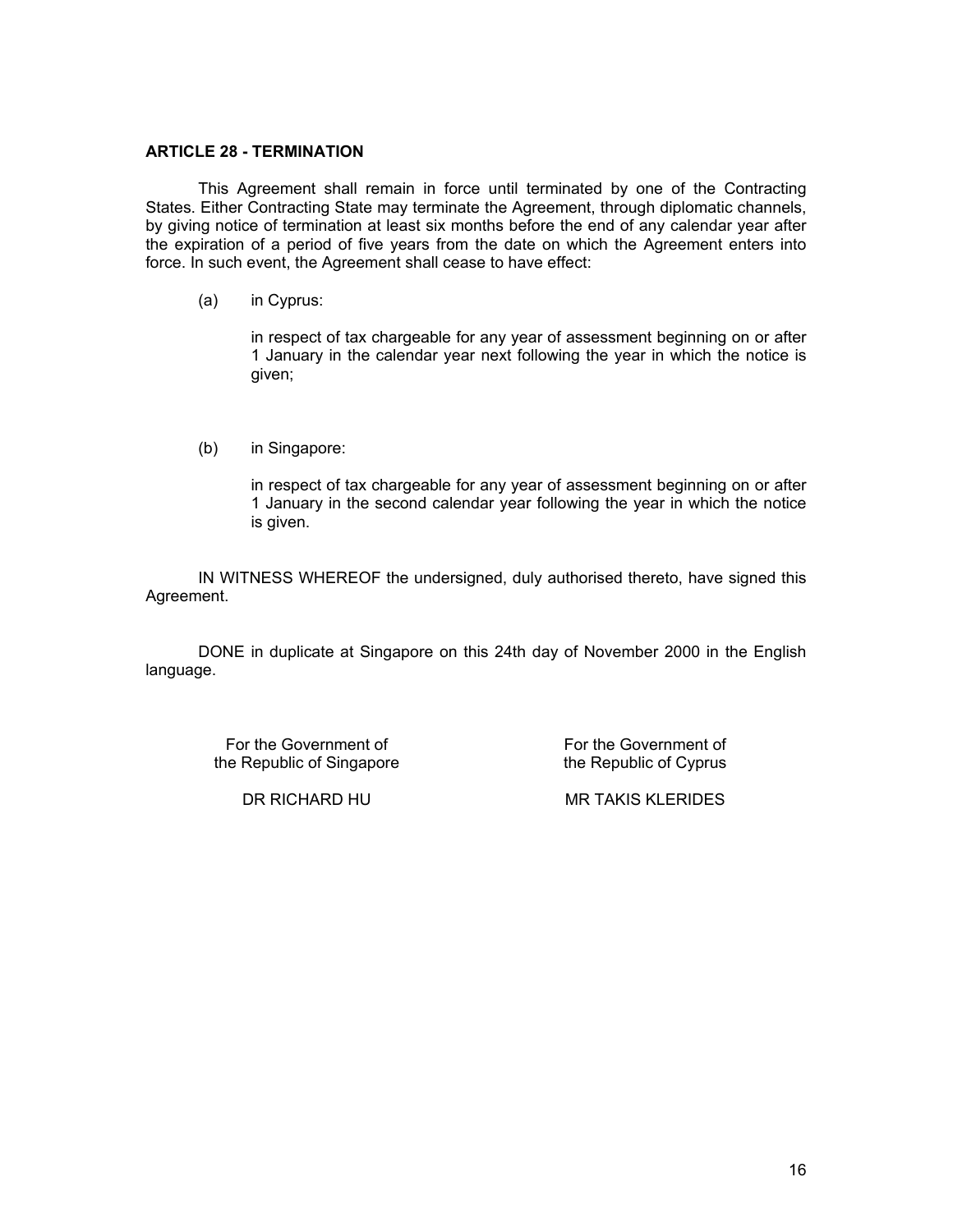**ARTICLE 28 - TERMINATION**

This Agreement shall remain in force until terminated by one of the Contracting States. Either Contracting State may terminate the Agreement, through diplomatic channels, by giving notice of termination at least six months before the end of any calendar year after the expiration of a period of five years from the date on which the Agreement enters into force. In such event, the Agreement shall cease to have effect:

(a) in Cyprus:

in respect of tax chargeable for any year of assessment beginning on or after 1 January in the calendar year next following the year in which the notice is given;

(b) in Singapore:

in respect of tax chargeable for any year of assessment beginning on or after 1 January in the second calendar year following the year in which the notice is given.

IN WITNESS WHEREOF the undersigned, duly authorised thereto, have signed this Agreement.

DONE in duplicate at Singapore on this 24th day of November 2000 in the English language.

| For the Government of the Republic of Singapore | For the Government of the Republic of Cyprus |
| --- | --- |
| DR RICHARD HU | MR TAKIS KLERIDES |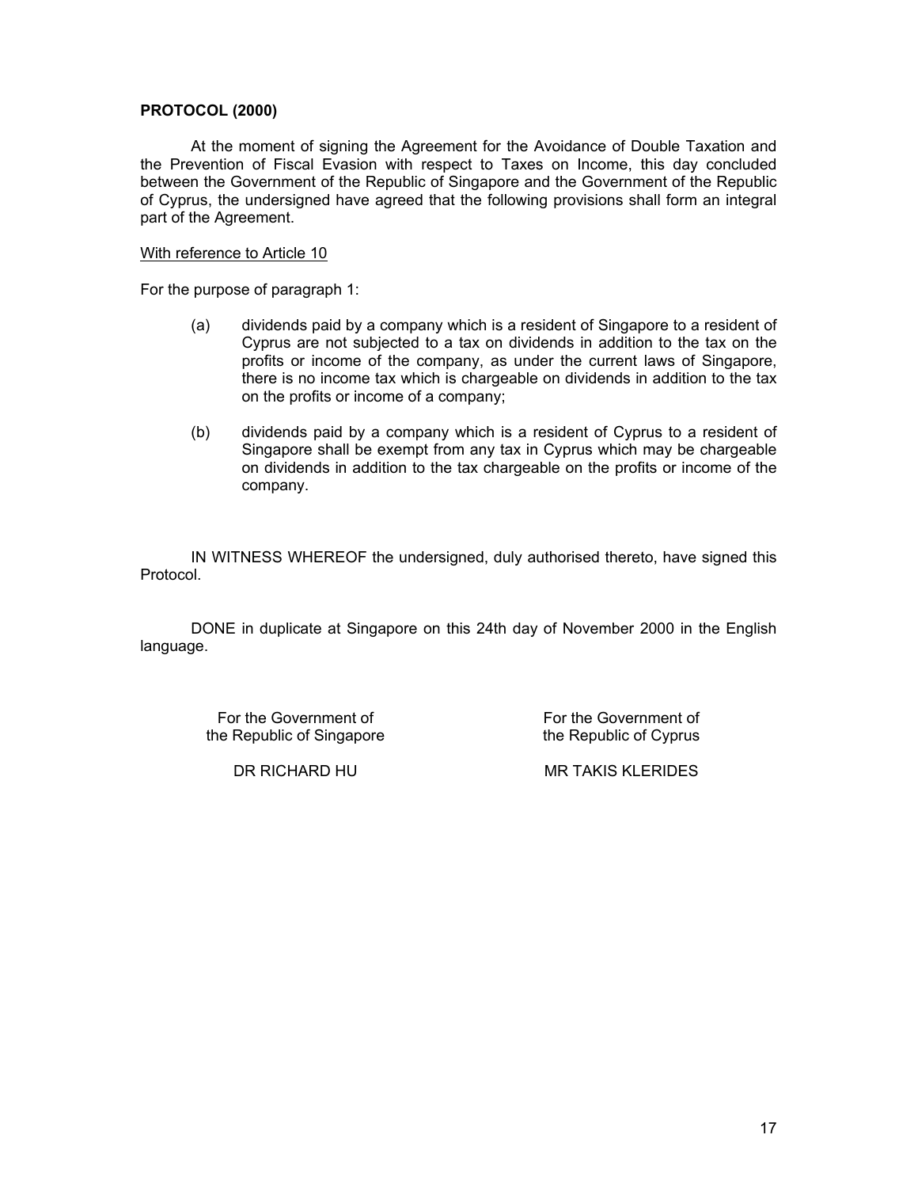**PROTOCOL (2000)**

At the moment of signing the Agreement for the Avoidance of Double Taxation and the Prevention of Fiscal Evasion with respect to Taxes on Income, this day concluded between the Government of the Republic of Singapore and the Government of the Republic of Cyprus, the undersigned have agreed that the following provisions shall form an integral part of the Agreement.

<u>With reference to Article 10</u>

For the purpose of paragraph 1:

(a) dividends paid by a company which is a resident of Singapore to a resident of Cyprus are not subjected to a tax on dividends in addition to the tax on the profits or income of the company, as under the current laws of Singapore, there is no income tax which is chargeable on dividends in addition to the tax on the profits or income of a company;

(b) dividends paid by a company which is a resident of Cyprus to a resident of Singapore shall be exempt from any tax in Cyprus which may be chargeable on dividends in addition to the tax chargeable on the profits or income of the company.

IN WITNESS WHEREOF the undersigned, duly authorised thereto, have signed this Protocol.

DONE in duplicate at Singapore on this 24th day of November 2000 in the English language.

| For the Government of the Republic of Singapore | For the Government of the Republic of Cyprus |
| --- | --- |
| DR RICHARD HU | MR TAKIS KLERIDES |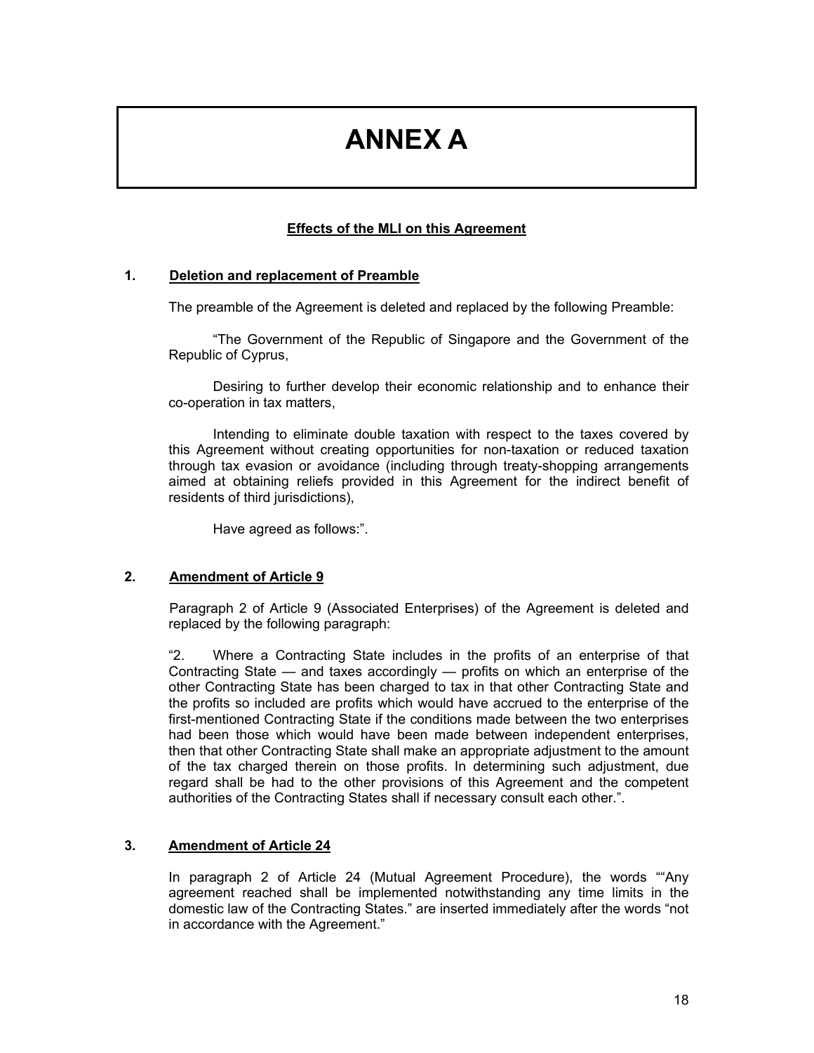# ANNEX A

**Effects of the MLI on this Agreement**

## 1. Deletion and replacement of Preamble

The preamble of the Agreement is deleted and replaced by the following Preamble:

"The Government of the Republic of Singapore and the Government of the Republic of Cyprus,

Desiring to further develop their economic relationship and to enhance their co-operation in tax matters,

Intending to eliminate double taxation with respect to the taxes covered by this Agreement without creating opportunities for non-taxation or reduced taxation through tax evasion or avoidance (including through treaty-shopping arrangements aimed at obtaining reliefs provided in this Agreement for the indirect benefit of residents of third jurisdictions),

Have agreed as follows:".

## 2. Amendment of Article 9

Paragraph 2 of Article 9 (Associated Enterprises) of the Agreement is deleted and replaced by the following paragraph:

"2. Where a Contracting State includes in the profits of an enterprise of that Contracting State — and taxes accordingly — profits on which an enterprise of the other Contracting State has been charged to tax in that other Contracting State and the profits so included are profits which would have accrued to the enterprise of the first-mentioned Contracting State if the conditions made between the two enterprises had been those which would have been made between independent enterprises, then that other Contracting State shall make an appropriate adjustment to the amount of the tax charged therein on those profits. In determining such adjustment, due regard shall be had to the other provisions of this Agreement and the competent authorities of the Contracting States shall if necessary consult each other.".

## 3. Amendment of Article 24

In paragraph 2 of Article 24 (Mutual Agreement Procedure), the words ""Any agreement reached shall be implemented notwithstanding any time limits in the domestic law of the Contracting States." are inserted immediately after the words "not in accordance with the Agreement."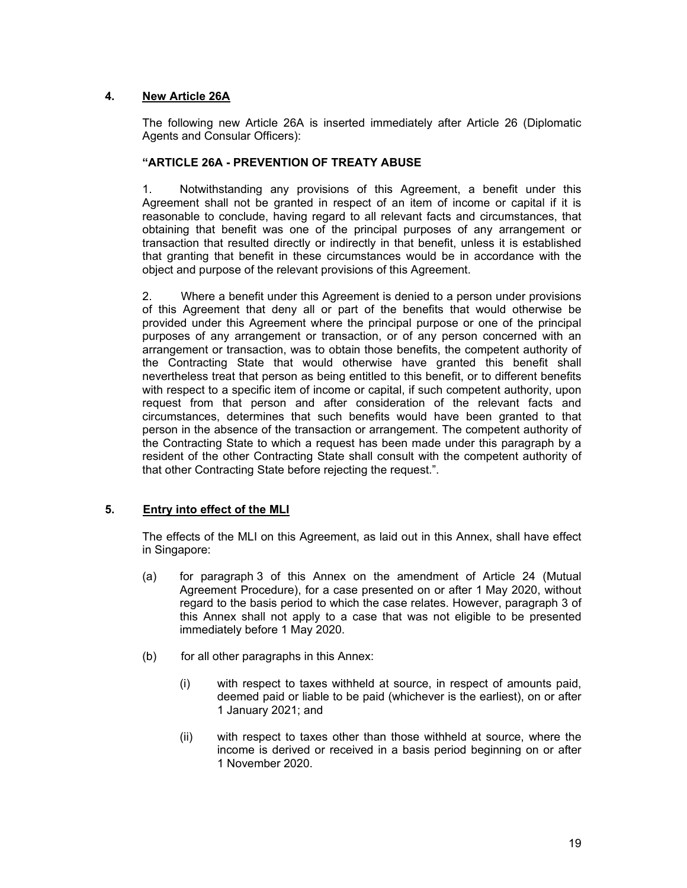## 4. New Article 26A

The following new Article 26A is inserted immediately after Article 26 (Diplomatic Agents and Consular Officers):

**"ARTICLE 26A - PREVENTION OF TREATY ABUSE**

1. Notwithstanding any provisions of this Agreement, a benefit under this Agreement shall not be granted in respect of an item of income or capital if it is reasonable to conclude, having regard to all relevant facts and circumstances, that obtaining that benefit was one of the principal purposes of any arrangement or transaction that resulted directly or indirectly in that benefit, unless it is established that granting that benefit in these circumstances would be in accordance with the object and purpose of the relevant provisions of this Agreement.

2. Where a benefit under this Agreement is denied to a person under provisions of this Agreement that deny all or part of the benefits that would otherwise be provided under this Agreement where the principal purpose or one of the principal purposes of any arrangement or transaction, or of any person concerned with an arrangement or transaction, was to obtain those benefits, the competent authority of the Contracting State that would otherwise have granted this benefit shall nevertheless treat that person as being entitled to this benefit, or to different benefits with respect to a specific item of income or capital, if such competent authority, upon request from that person and after consideration of the relevant facts and circumstances, determines that such benefits would have been granted to that person in the absence of the transaction or arrangement. The competent authority of the Contracting State to which a request has been made under this paragraph by a resident of the other Contracting State shall consult with the competent authority of that other Contracting State before rejecting the request.".

## 5. Entry into effect of the MLI

The effects of the MLI on this Agreement, as laid out in this Annex, shall have effect in Singapore:

(a) for paragraph 3 of this Annex on the amendment of Article 24 (Mutual Agreement Procedure), for a case presented on or after 1 May 2020, without regard to the basis period to which the case relates. However, paragraph 3 of this Annex shall not apply to a case that was not eligible to be presented immediately before 1 May 2020.

(b) for all other paragraphs in this Annex:

   (i) with respect to taxes withheld at source, in respect of amounts paid, deemed paid or liable to be paid (whichever is the earliest), on or after 1 January 2021; and

   (ii) with respect to taxes other than those withheld at source, where the income is derived or received in a basis period beginning on or after 1 November 2020.